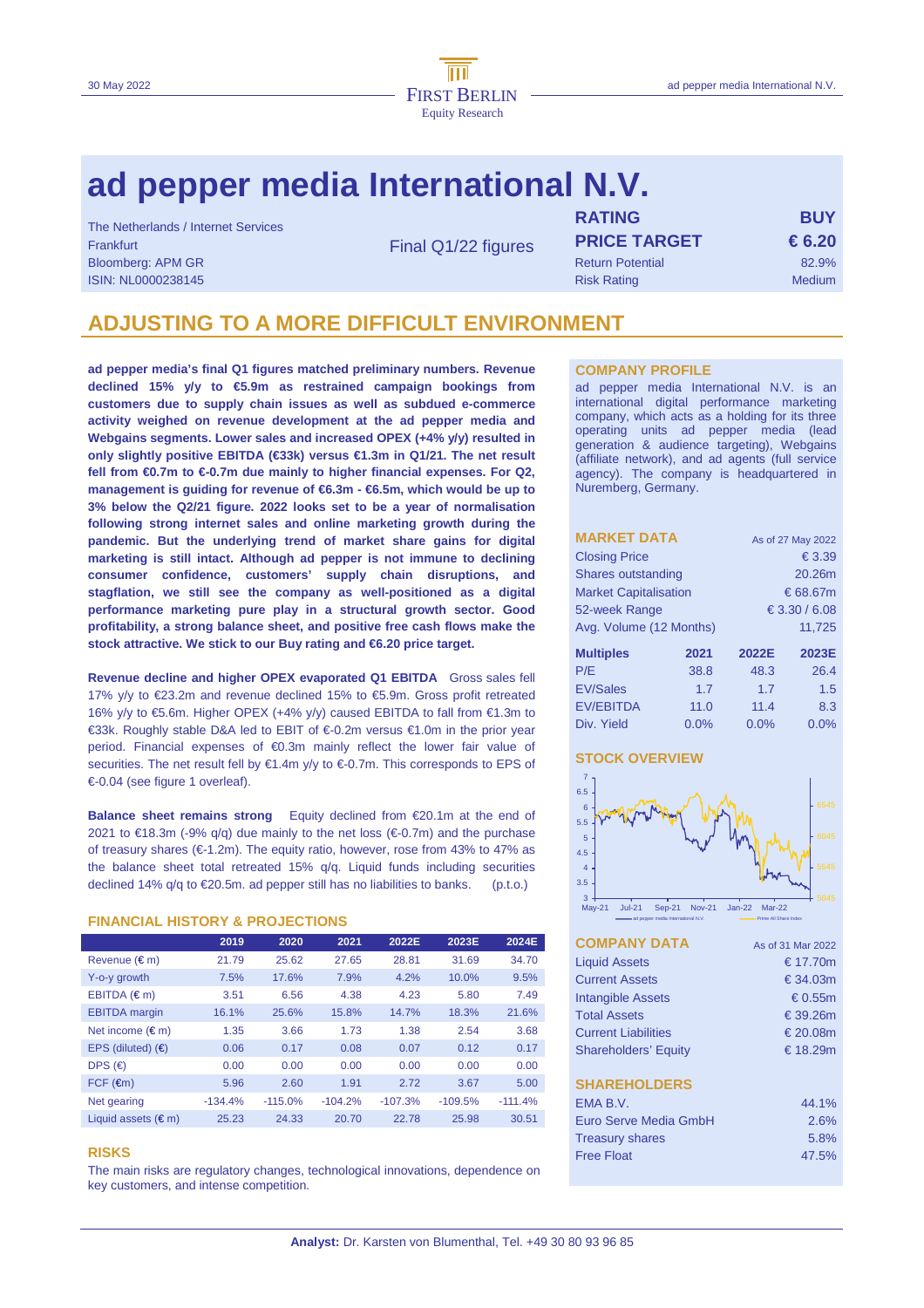# ad pepper media International N.V.

The Netherlands / Internet Services
Frankfurt
Bloomberg: APM GR
ISIN: NL0000238145

Final Q1/22 figures

| | |
|---|---|
| **RATING** | **BUY** |
| **PRICE TARGET** | **€ 6.20** |
| Return Potential | 82.9% |
| Risk Rating | Medium |

## ADJUSTING TO A MORE DIFFICULT ENVIRONMENT

**ad pepper media's final Q1 figures matched preliminary numbers. Revenue declined 15% y/y to €5.9m as restrained campaign bookings from customers due to supply chain issues as well as subdued e-commerce activity weighed on revenue development at the ad pepper media and Webgains segments. Lower sales and increased OPEX (+4% y/y) resulted in only slightly positive EBITDA (€33k) versus €1.3m in Q1/21. The net result fell from €0.7m to €-0.7m due mainly to higher financial expenses. For Q2, management is guiding for revenue of €6.3m - €6.5m, which would be up to 3% below the Q2/21 figure. 2022 looks set to be a year of normalisation following strong internet sales and online marketing growth during the pandemic. But the underlying trend of market share gains for digital marketing is still intact. Although ad pepper is not immune to declining consumer confidence, customers' supply chain disruptions, and stagflation, we still see the company as well-positioned as a digital performance marketing pure play in a structural growth sector. Good profitability, a strong balance sheet, and positive free cash flows make the stock attractive. We stick to our Buy rating and €6.20 price target.**

**Revenue decline and higher OPEX evaporated Q1 EBITDA** Gross sales fell 17% y/y to €23.2m and revenue declined 15% to €5.9m. Gross profit retreated 16% y/y to €5.6m. Higher OPEX (+4% y/y) caused EBITDA to fall from €1.3m to €33k. Roughly stable D&A led to EBIT of €-0.2m versus €1.0m in the prior year period. Financial expenses of €0.3m mainly reflect the lower fair value of securities. The net result fell by €1.4m y/y to €-0.7m. This corresponds to EPS of €-0.04 (see figure 1 overleaf).

**Balance sheet remains strong** Equity declined from €20.1m at the end of 2021 to €18.3m (-9% q/q) due mainly to the net loss (€-0.7m) and the purchase of treasury shares (€-1.2m). The equity ratio, however, rose from 43% to 47% as the balance sheet total retreated 15% q/q. Liquid funds including securities declined 14% q/q to €20.5m. ad pepper still has no liabilities to banks. (p.t.o.)

### FINANCIAL HISTORY & PROJECTIONS

| | 2019 | 2020 | 2021 | 2022E | 2023E | 2024E |
|---|---|---|---|---|---|---|
| Revenue (€ m) | 21.79 | 25.62 | 27.65 | 28.81 | 31.69 | 34.70 |
| Y-o-y growth | 7.5% | 17.6% | 7.9% | 4.2% | 10.0% | 9.5% |
| EBITDA (€ m) | 3.51 | 6.56 | 4.38 | 4.23 | 5.80 | 7.49 |
| EBITDA margin | 16.1% | 25.6% | 15.8% | 14.7% | 18.3% | 21.6% |
| Net income (€ m) | 1.35 | 3.66 | 1.73 | 1.38 | 2.54 | 3.68 |
| EPS (diluted) (€) | 0.06 | 0.17 | 0.08 | 0.07 | 0.12 | 0.17 |
| DPS (€) | 0.00 | 0.00 | 0.00 | 0.00 | 0.00 | 0.00 |
| FCF (€m) | 5.96 | 2.60 | 1.91 | 2.72 | 3.67 | 5.00 |
| Net gearing | -134.4% | -115.0% | -104.2% | -107.3% | -109.5% | -111.4% |
| Liquid assets (€ m) | 25.23 | 24.33 | 20.70 | 22.78 | 25.98 | 30.51 |

### RISKS

The main risks are regulatory changes, technological innovations, dependence on key customers, and intense competition.

### COMPANY PROFILE

ad pepper media International N.V. is an international digital performance marketing company, which acts as a holding for its three operating units ad pepper media (lead generation & audience targeting), Webgains (affiliate network), and ad agents (full service agency). The company is headquartered in Nuremberg, Germany.

### MARKET DATA

As of 27 May 2022

| | |
|---|---|
| Closing Price | € 3.39 |
| Shares outstanding | 20.26m |
| Market Capitalisation | € 68.67m |
| 52-week Range | € 3.30 / 6.08 |
| Avg. Volume (12 Months) | 11,725 |

| Multiples | 2021 | 2022E | 2023E |
|---|---|---|---|
| P/E | 38.8 | 48.3 | 26.4 |
| EV/Sales | 1.7 | 1.7 | 1.5 |
| EV/EBITDA | 11.0 | 11.4 | 8.3 |
| Div. Yield | 0.0% | 0.0% | 0.0% |

### STOCK OVERVIEW

### COMPANY DATA

As of 31 Mar 2022

| | |
|---|---|
| Liquid Assets | € 17.70m |
| Current Assets | € 34.03m |
| Intangible Assets | € 0.55m |
| Total Assets | € 39.26m |
| Current Liabilities | € 20.08m |
| Shareholders' Equity | € 18.29m |

### SHAREHOLDERS

| | |
|---|---|
| EMA B.V. | 44.1% |
| Euro Serve Media GmbH | 2.6% |
| Treasury shares | 5.8% |
| Free Float | 47.5% |

**Analyst:** Dr. Karsten von Blumenthal, Tel. +49 30 80 93 96 85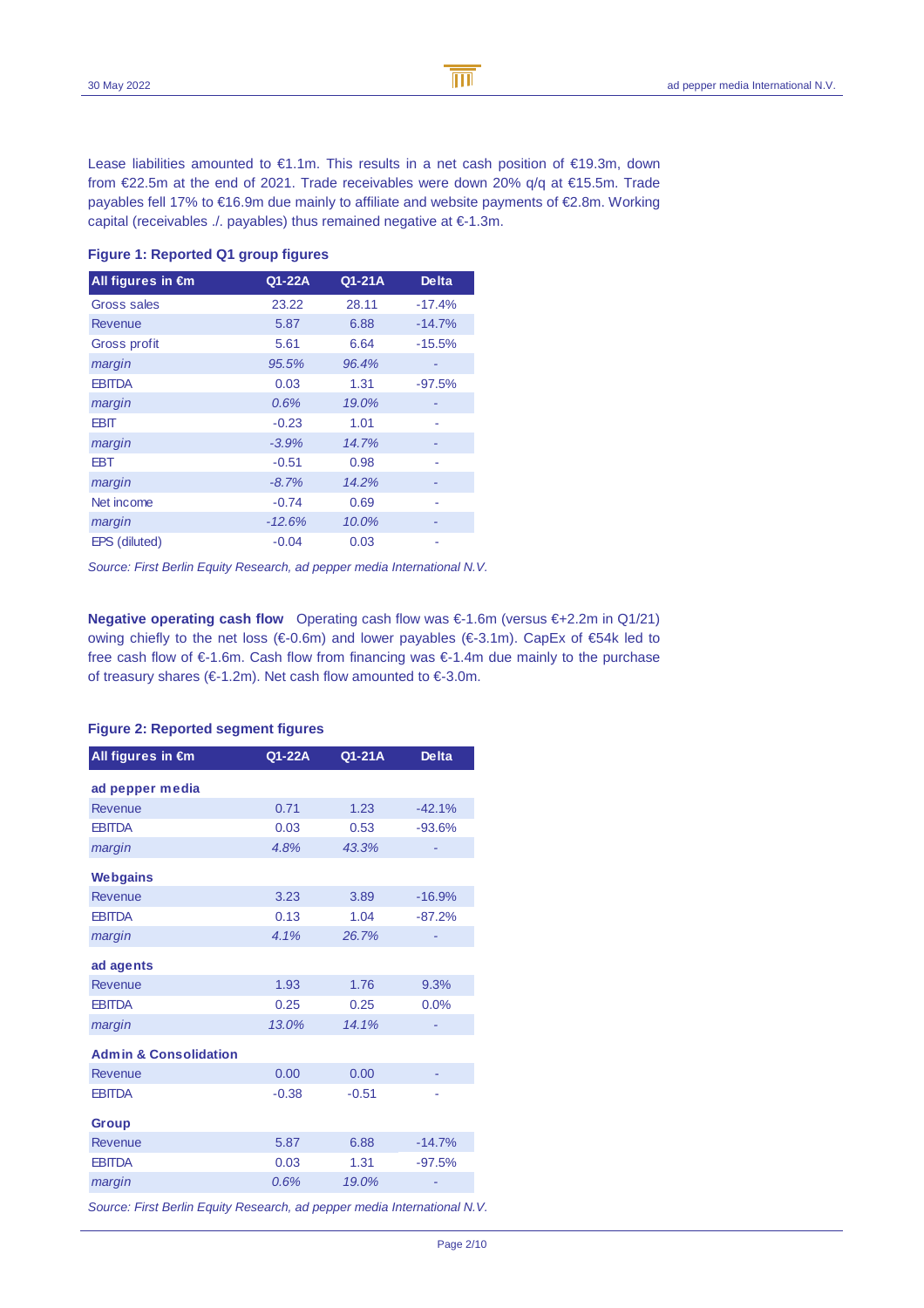Lease liabilities amounted to €1.1m. This results in a net cash position of €19.3m, down from €22.5m at the end of 2021. Trade receivables were down 20% q/q at €15.5m. Trade payables fell 17% to €16.9m due mainly to affiliate and website payments of €2.8m. Working capital (receivables ./. payables) thus remained negative at €-1.3m.

**Figure 1: Reported Q1 group figures**

| All figures in €m | Q1-22A | Q1-21A | Delta |
|---|---|---|---|
| Gross sales | 23.22 | 28.11 | -17.4% |
| Revenue | 5.87 | 6.88 | -14.7% |
| Gross profit | 5.61 | 6.64 | -15.5% |
| *margin* | *95.5%* | *96.4%* | - |
| EBITDA | 0.03 | 1.31 | -97.5% |
| *margin* | *0.6%* | *19.0%* | - |
| EBIT | -0.23 | 1.01 | - |
| *margin* | *-3.9%* | *14.7%* | - |
| EBT | -0.51 | 0.98 | - |
| *margin* | *-8.7%* | *14.2%* | - |
| Net income | -0.74 | 0.69 | - |
| *margin* | *-12.6%* | *10.0%* | - |
| EPS (diluted) | -0.04 | 0.03 | - |

*Source: First Berlin Equity Research, ad pepper media International N.V.*

**Negative operating cash flow** Operating cash flow was €-1.6m (versus €+2.2m in Q1/21) owing chiefly to the net loss (€-0.6m) and lower payables (€-3.1m). CapEx of €54k led to free cash flow of €-1.6m. Cash flow from financing was €-1.4m due mainly to the purchase of treasury shares (€-1.2m). Net cash flow amounted to €-3.0m.

**Figure 2: Reported segment figures**

| All figures in €m | Q1-22A | Q1-21A | Delta |
|---|---|---|---|
| **ad pepper media** | | | |
| Revenue | 0.71 | 1.23 | -42.1% |
| EBITDA | 0.03 | 0.53 | -93.6% |
| *margin* | *4.8%* | *43.3%* | - |
| **Webgains** | | | |
| Revenue | 3.23 | 3.89 | -16.9% |
| EBITDA | 0.13 | 1.04 | -87.2% |
| *margin* | *4.1%* | *26.7%* | - |
| **ad agents** | | | |
| Revenue | 1.93 | 1.76 | 9.3% |
| EBITDA | 0.25 | 0.25 | 0.0% |
| *margin* | *13.0%* | *14.1%* | - |
| **Admin & Consolidation** | | | |
| Revenue | 0.00 | 0.00 | - |
| EBITDA | -0.38 | -0.51 | - |
| **Group** | | | |
| Revenue | 5.87 | 6.88 | -14.7% |
| EBITDA | 0.03 | 1.31 | -97.5% |
| *margin* | *0.6%* | *19.0%* | - |

*Source: First Berlin Equity Research, ad pepper media International N.V.*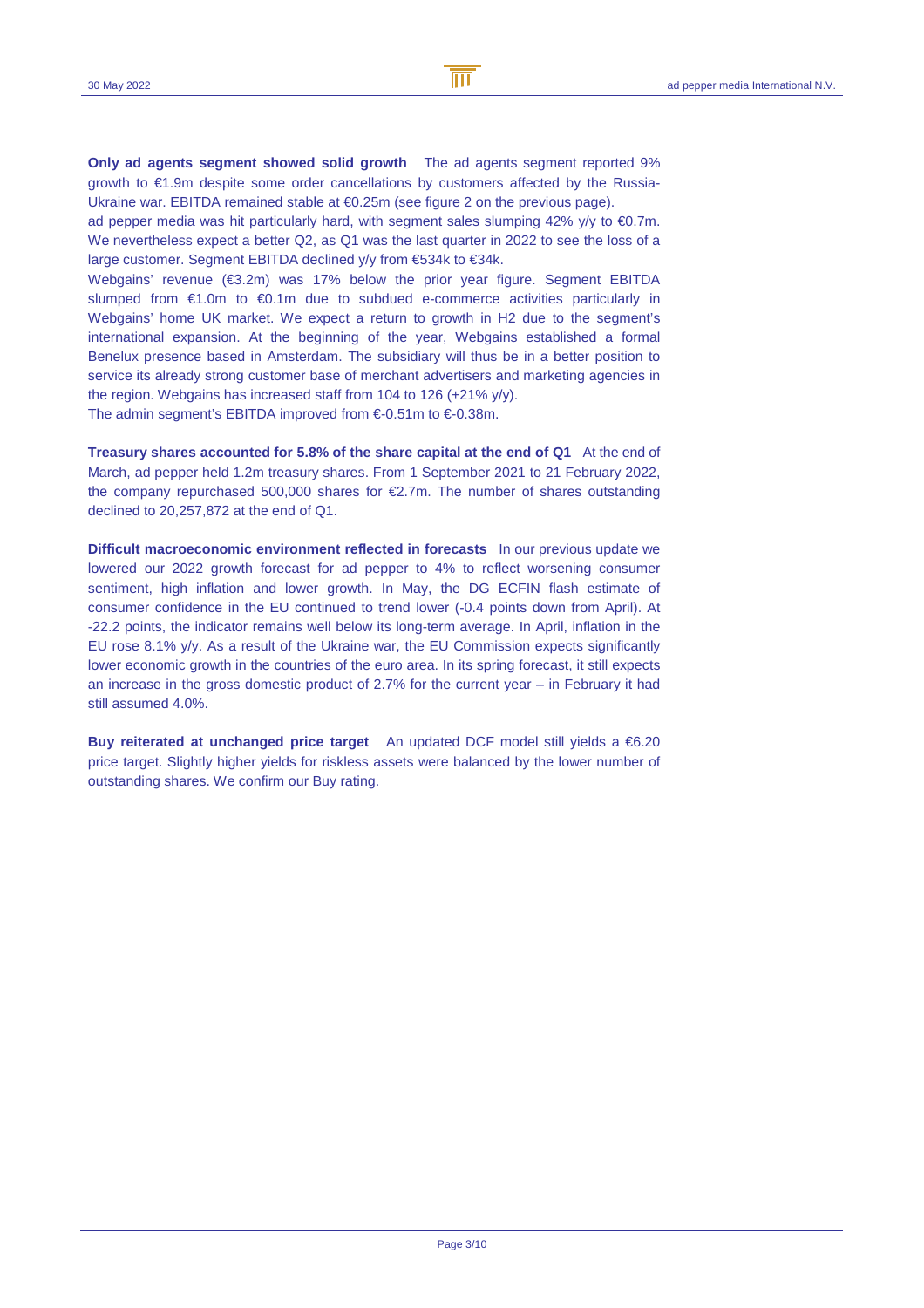**Only ad agents segment showed solid growth** The ad agents segment reported 9% growth to €1.9m despite some order cancellations by customers affected by the Russia-Ukraine war. EBITDA remained stable at €0.25m (see figure 2 on the previous page).
ad pepper media was hit particularly hard, with segment sales slumping 42% y/y to €0.7m. We nevertheless expect a better Q2, as Q1 was the last quarter in 2022 to see the loss of a large customer. Segment EBITDA declined y/y from €534k to €34k.
Webgains' revenue (€3.2m) was 17% below the prior year figure. Segment EBITDA slumped from €1.0m to €0.1m due to subdued e-commerce activities particularly in Webgains' home UK market. We expect a return to growth in H2 due to the segment's international expansion. At the beginning of the year, Webgains established a formal Benelux presence based in Amsterdam. The subsidiary will thus be in a better position to service its already strong customer base of merchant advertisers and marketing agencies in the region. Webgains has increased staff from 104 to 126 (+21% y/y).
The admin segment's EBITDA improved from €-0.51m to €-0.38m.

**Treasury shares accounted for 5.8% of the share capital at the end of Q1** At the end of March, ad pepper held 1.2m treasury shares. From 1 September 2021 to 21 February 2022, the company repurchased 500,000 shares for €2.7m. The number of shares outstanding declined to 20,257,872 at the end of Q1.

**Difficult macroeconomic environment reflected in forecasts** In our previous update we lowered our 2022 growth forecast for ad pepper to 4% to reflect worsening consumer sentiment, high inflation and lower growth. In May, the DG ECFIN flash estimate of consumer confidence in the EU continued to trend lower (-0.4 points down from April). At -22.2 points, the indicator remains well below its long-term average. In April, inflation in the EU rose 8.1% y/y. As a result of the Ukraine war, the EU Commission expects significantly lower economic growth in the countries of the euro area. In its spring forecast, it still expects an increase in the gross domestic product of 2.7% for the current year – in February it had still assumed 4.0%.

**Buy reiterated at unchanged price target** An updated DCF model still yields a €6.20 price target. Slightly higher yields for riskless assets were balanced by the lower number of outstanding shares. We confirm our Buy rating.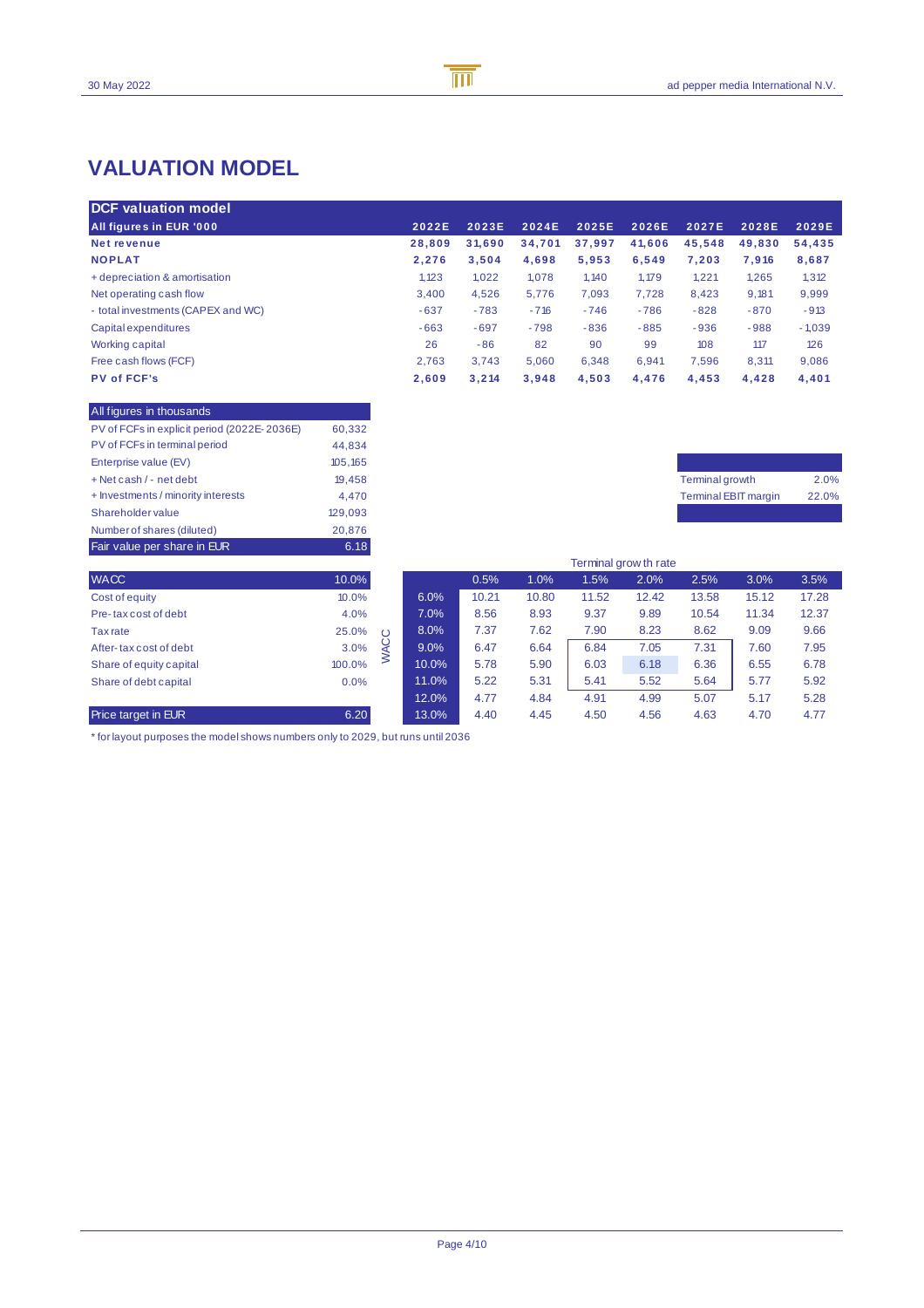# VALUATION MODEL

| DCF valuation model | | | | | | | | |
|---|---|---|---|---|---|---|---|---|
| **All figures in EUR '000** | **2022E** | **2023E** | **2024E** | **2025E** | **2026E** | **2027E** | **2028E** | **2029E** |
| **Net revenue** | **28,809** | **31,690** | **34,701** | **37,997** | **41,606** | **45,548** | **49,830** | **54,435** |
| **NOPLAT** | **2,276** | **3,504** | **4,698** | **5,953** | **6,549** | **7,203** | **7,916** | **8,687** |
| + depreciation & amortisation | 1,123 | 1,022 | 1,078 | 1,140 | 1,179 | 1,221 | 1,265 | 1,312 |
| Net operating cash flow | 3,400 | 4,526 | 5,776 | 7,093 | 7,728 | 8,423 | 9,181 | 9,999 |
| - total investments (CAPEX and WC) | -637 | -783 | -716 | -746 | -786 | -828 | -870 | -913 |
| Capital expenditures | -663 | -697 | -798 | -836 | -885 | -936 | -988 | -1,039 |
| Working capital | 26 | -86 | 82 | 90 | 99 | 108 | 117 | 126 |
| Free cash flows (FCF) | 2,763 | 3,743 | 5,060 | 6,348 | 6,941 | 7,596 | 8,311 | 9,086 |
| **PV of FCF's** | **2,609** | **3,214** | **3,948** | **4,503** | **4,476** | **4,453** | **4,428** | **4,401** |

| All figures in thousands | |
|---|---|
| PV of FCFs in explicit period (2022E-2036E) | 60,332 |
| PV of FCFs in terminal period | 44,834 |
| Enterprise value (EV) | 105,165 |
| + Net cash / - net debt | 19,458 |
| + Investments / minority interests | 4,470 |
| Shareholder value | 129,093 |
| Number of shares (diluted) | 20,876 |
| Fair value per share in EUR | 6.18 |

| | |
|---|---|
| Terminal growth | 2.0% |
| Terminal EBIT margin | 22.0% |

| WACC | 10.0% |
|---|---|
| Cost of equity | 10.0% |
| Pre-tax cost of debt | 4.0% |
| Tax rate | 25.0% |
| After-tax cost of debt | 3.0% |
| Share of equity capital | 100.0% |
| Share of debt capital | 0.0% |
| Price target in EUR | 6.20 |

| | Terminal growth rate | | | | | | |
|---|---|---|---|---|---|---|---|
| **WACC** | **0.5%** | **1.0%** | **1.5%** | **2.0%** | **2.5%** | **3.0%** | **3.5%** |
| 6.0% | 10.21 | 10.80 | 11.52 | 12.42 | 13.58 | 15.12 | 17.28 |
| 7.0% | 8.56 | 8.93 | 9.37 | 9.89 | 10.54 | 11.34 | 12.37 |
| 8.0% | 7.37 | 7.62 | 7.90 | 8.23 | 8.62 | 9.09 | 9.66 |
| 9.0% | 6.47 | 6.64 | 6.84 | 7.05 | 7.31 | 7.60 | 7.95 |
| 10.0% | 5.78 | 5.90 | 6.03 | 6.18 | 6.36 | 6.55 | 6.78 |
| 11.0% | 5.22 | 5.31 | 5.41 | 5.52 | 5.64 | 5.77 | 5.92 |
| 12.0% | 4.77 | 4.84 | 4.91 | 4.99 | 5.07 | 5.17 | 5.28 |
| 13.0% | 4.40 | 4.45 | 4.50 | 4.56 | 4.63 | 4.70 | 4.77 |

* for layout purposes the model shows numbers only to 2029, but runs until 2036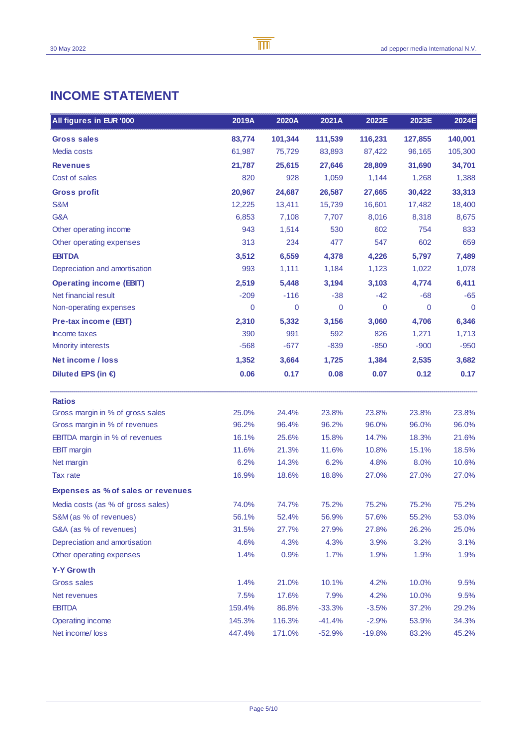# INCOME STATEMENT

| All figures in EUR '000 | 2019A | 2020A | 2021A | 2022E | 2023E | 2024E |
|---|---|---|---|---|---|---|
| **Gross sales** | **83,774** | **101,344** | **111,539** | **116,231** | **127,855** | **140,001** |
| Media costs | 61,987 | 75,729 | 83,893 | 87,422 | 96,165 | 105,300 |
| **Revenues** | **21,787** | **25,615** | **27,646** | **28,809** | **31,690** | **34,701** |
| Cost of sales | 820 | 928 | 1,059 | 1,144 | 1,268 | 1,388 |
| **Gross profit** | **20,967** | **24,687** | **26,587** | **27,665** | **30,422** | **33,313** |
| S&M | 12,225 | 13,411 | 15,739 | 16,601 | 17,482 | 18,400 |
| G&A | 6,853 | 7,108 | 7,707 | 8,016 | 8,318 | 8,675 |
| Other operating income | 943 | 1,514 | 530 | 602 | 754 | 833 |
| Other operating expenses | 313 | 234 | 477 | 547 | 602 | 659 |
| **EBITDA** | **3,512** | **6,559** | **4,378** | **4,226** | **5,797** | **7,489** |
| Depreciation and amortisation | 993 | 1,111 | 1,184 | 1,123 | 1,022 | 1,078 |
| **Operating income (EBIT)** | **2,519** | **5,448** | **3,194** | **3,103** | **4,774** | **6,411** |
| Net financial result | -209 | -116 | -38 | -42 | -68 | -65 |
| Non-operating expenses | 0 | 0 | 0 | 0 | 0 | 0 |
| **Pre-tax income (EBT)** | **2,310** | **5,332** | **3,156** | **3,060** | **4,706** | **6,346** |
| Income taxes | 390 | 991 | 592 | 826 | 1,271 | 1,713 |
| Minority interests | -568 | -677 | -839 | -850 | -900 | -950 |
| **Net income / loss** | **1,352** | **3,664** | **1,725** | **1,384** | **2,535** | **3,682** |
| **Diluted EPS (in €)** | **0.06** | **0.17** | **0.08** | **0.07** | **0.12** | **0.17** |
| **Ratios** | | | | | | |
| Gross margin in % of gross sales | 25.0% | 24.4% | 23.8% | 23.8% | 23.8% | 23.8% |
| Gross margin in % of revenues | 96.2% | 96.4% | 96.2% | 96.0% | 96.0% | 96.0% |
| EBITDA margin in % of revenues | 16.1% | 25.6% | 15.8% | 14.7% | 18.3% | 21.6% |
| EBIT margin | 11.6% | 21.3% | 11.6% | 10.8% | 15.1% | 18.5% |
| Net margin | 6.2% | 14.3% | 6.2% | 4.8% | 8.0% | 10.6% |
| Tax rate | 16.9% | 18.6% | 18.8% | 27.0% | 27.0% | 27.0% |
| **Expenses as % of sales or revenues** | | | | | | |
| Media costs (as % of gross sales) | 74.0% | 74.7% | 75.2% | 75.2% | 75.2% | 75.2% |
| S&M (as % of revenues) | 56.1% | 52.4% | 56.9% | 57.6% | 55.2% | 53.0% |
| G&A (as % of revenues) | 31.5% | 27.7% | 27.9% | 27.8% | 26.2% | 25.0% |
| Depreciation and amortisation | 4.6% | 4.3% | 4.3% | 3.9% | 3.2% | 3.1% |
| Other operating expenses | 1.4% | 0.9% | 1.7% | 1.9% | 1.9% | 1.9% |
| **Y-Y Growth** | | | | | | |
| Gross sales | 1.4% | 21.0% | 10.1% | 4.2% | 10.0% | 9.5% |
| Net revenues | 7.5% | 17.6% | 7.9% | 4.2% | 10.0% | 9.5% |
| EBITDA | 159.4% | 86.8% | -33.3% | -3.5% | 37.2% | 29.2% |
| Operating income | 145.3% | 116.3% | -41.4% | -2.9% | 53.9% | 34.3% |
| Net income/ loss | 447.4% | 171.0% | -52.9% | -19.8% | 83.2% | 45.2% |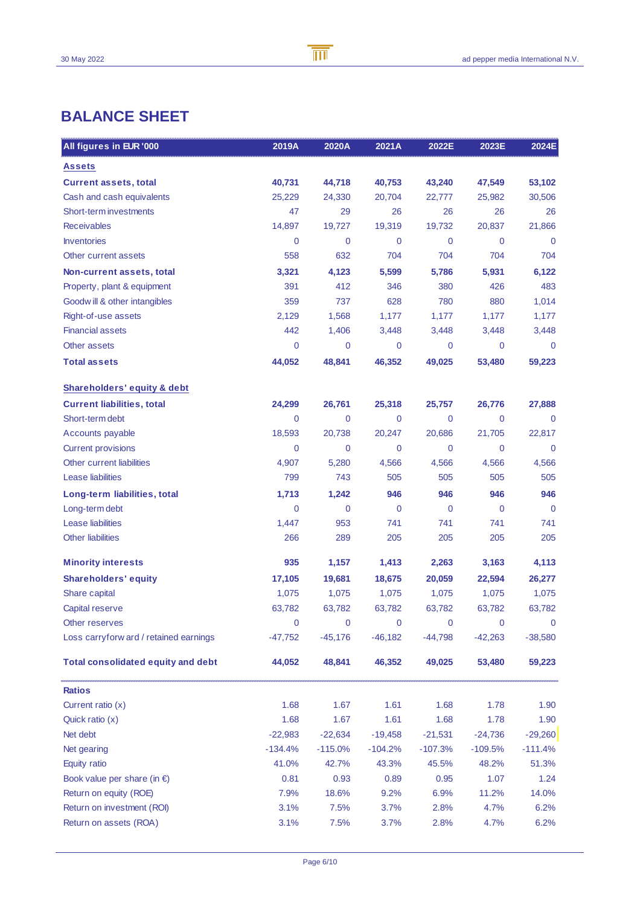# BALANCE SHEET

| All figures in EUR '000 | 2019A | 2020A | 2021A | 2022E | 2023E | 2024E |
|---|---|---|---|---|---|---|
| **Assets** | | | | | | |
| **Current assets, total** | **40,731** | **44,718** | **40,753** | **43,240** | **47,549** | **53,102** |
| Cash and cash equivalents | 25,229 | 24,330 | 20,704 | 22,777 | 25,982 | 30,506 |
| Short-term investments | 47 | 29 | 26 | 26 | 26 | 26 |
| Receivables | 14,897 | 19,727 | 19,319 | 19,732 | 20,837 | 21,866 |
| Inventories | 0 | 0 | 0 | 0 | 0 | 0 |
| Other current assets | 558 | 632 | 704 | 704 | 704 | 704 |
| **Non-current assets, total** | **3,321** | **4,123** | **5,599** | **5,786** | **5,931** | **6,122** |
| Property, plant & equipment | 391 | 412 | 346 | 380 | 426 | 483 |
| Goodwill & other intangibles | 359 | 737 | 628 | 780 | 880 | 1,014 |
| Right-of-use assets | 2,129 | 1,568 | 1,177 | 1,177 | 1,177 | 1,177 |
| Financial assets | 442 | 1,406 | 3,448 | 3,448 | 3,448 | 3,448 |
| Other assets | 0 | 0 | 0 | 0 | 0 | 0 |
| **Total assets** | **44,052** | **48,841** | **46,352** | **49,025** | **53,480** | **59,223** |
| **Shareholders' equity & debt** | | | | | | |
| **Current liabilities, total** | **24,299** | **26,761** | **25,318** | **25,757** | **26,776** | **27,888** |
| Short-term debt | 0 | 0 | 0 | 0 | 0 | 0 |
| Accounts payable | 18,593 | 20,738 | 20,247 | 20,686 | 21,705 | 22,817 |
| Current provisions | 0 | 0 | 0 | 0 | 0 | 0 |
| Other current liabilities | 4,907 | 5,280 | 4,566 | 4,566 | 4,566 | 4,566 |
| Lease liabilities | 799 | 743 | 505 | 505 | 505 | 505 |
| **Long-term liabilities, total** | **1,713** | **1,242** | **946** | **946** | **946** | **946** |
| Long-term debt | 0 | 0 | 0 | 0 | 0 | 0 |
| Lease liabilities | 1,447 | 953 | 741 | 741 | 741 | 741 |
| Other liabilities | 266 | 289 | 205 | 205 | 205 | 205 |
| **Minority interests** | **935** | **1,157** | **1,413** | **2,263** | **3,163** | **4,113** |
| **Shareholders' equity** | **17,105** | **19,681** | **18,675** | **20,059** | **22,594** | **26,277** |
| Share capital | 1,075 | 1,075 | 1,075 | 1,075 | 1,075 | 1,075 |
| Capital reserve | 63,782 | 63,782 | 63,782 | 63,782 | 63,782 | 63,782 |
| Other reserves | 0 | 0 | 0 | 0 | 0 | 0 |
| Loss carryforward / retained earnings | -47,752 | -45,176 | -46,182 | -44,798 | -42,263 | -38,580 |
| **Total consolidated equity and debt** | **44,052** | **48,841** | **46,352** | **49,025** | **53,480** | **59,223** |
| **Ratios** | | | | | | |
| Current ratio (x) | 1.68 | 1.67 | 1.61 | 1.68 | 1.78 | 1.90 |
| Quick ratio (x) | 1.68 | 1.67 | 1.61 | 1.68 | 1.78 | 1.90 |
| Net debt | -22,983 | -22,634 | -19,458 | -21,531 | -24,736 | -29,260 |
| Net gearing | -134.4% | -115.0% | -104.2% | -107.3% | -109.5% | -111.4% |
| Equity ratio | 41.0% | 42.7% | 43.3% | 45.5% | 48.2% | 51.3% |
| Book value per share (in €) | 0.81 | 0.93 | 0.89 | 0.95 | 1.07 | 1.24 |
| Return on equity (ROE) | 7.9% | 18.6% | 9.2% | 6.9% | 11.2% | 14.0% |
| Return on investment (ROI) | 3.1% | 7.5% | 3.7% | 2.8% | 4.7% | 6.2% |
| Return on assets (ROA) | 3.1% | 7.5% | 3.7% | 2.8% | 4.7% | 6.2% |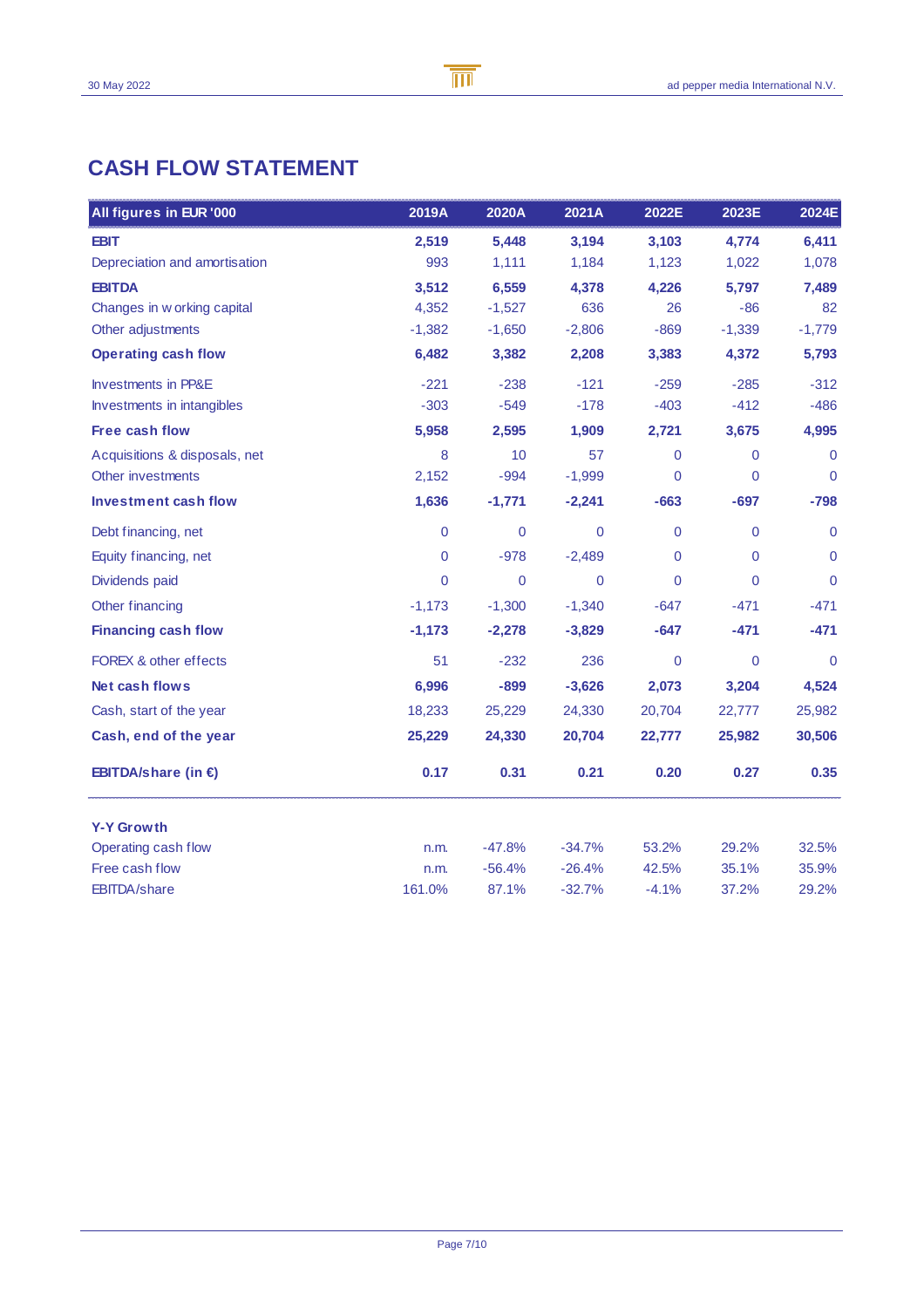# CASH FLOW STATEMENT

| All figures in EUR '000 | 2019A | 2020A | 2021A | 2022E | 2023E | 2024E |
|---|---|---|---|---|---|---|
| **EBIT** | **2,519** | **5,448** | **3,194** | **3,103** | **4,774** | **6,411** |
| Depreciation and amortisation | 993 | 1,111 | 1,184 | 1,123 | 1,022 | 1,078 |
| **EBITDA** | **3,512** | **6,559** | **4,378** | **4,226** | **5,797** | **7,489** |
| Changes in working capital | 4,352 | -1,527 | 636 | 26 | -86 | 82 |
| Other adjustments | -1,382 | -1,650 | -2,806 | -869 | -1,339 | -1,779 |
| **Operating cash flow** | **6,482** | **3,382** | **2,208** | **3,383** | **4,372** | **5,793** |
| Investments in PP&E | -221 | -238 | -121 | -259 | -285 | -312 |
| Investments in intangibles | -303 | -549 | -178 | -403 | -412 | -486 |
| **Free cash flow** | **5,958** | **2,595** | **1,909** | **2,721** | **3,675** | **4,995** |
| Acquisitions & disposals, net | 8 | 10 | 57 | 0 | 0 | 0 |
| Other investments | 2,152 | -994 | -1,999 | 0 | 0 | 0 |
| **Investment cash flow** | **1,636** | **-1,771** | **-2,241** | **-663** | **-697** | **-798** |
| Debt financing, net | 0 | 0 | 0 | 0 | 0 | 0 |
| Equity financing, net | 0 | -978 | -2,489 | 0 | 0 | 0 |
| Dividends paid | 0 | 0 | 0 | 0 | 0 | 0 |
| Other financing | -1,173 | -1,300 | -1,340 | -647 | -471 | -471 |
| **Financing cash flow** | **-1,173** | **-2,278** | **-3,829** | **-647** | **-471** | **-471** |
| FOREX & other effects | 51 | -232 | 236 | 0 | 0 | 0 |
| **Net cash flows** | **6,996** | **-899** | **-3,626** | **2,073** | **3,204** | **4,524** |
| Cash, start of the year | 18,233 | 25,229 | 24,330 | 20,704 | 22,777 | 25,982 |
| **Cash, end of the year** | **25,229** | **24,330** | **20,704** | **22,777** | **25,982** | **30,506** |
| **EBITDA/share (in €)** | **0.17** | **0.31** | **0.21** | **0.20** | **0.27** | **0.35** |
| **Y-Y Growth** | | | | | | |
| Operating cash flow | n.m. | -47.8% | -34.7% | 53.2% | 29.2% | 32.5% |
| Free cash flow | n.m. | -56.4% | -26.4% | 42.5% | 35.1% | 35.9% |
| EBITDA/share | 161.0% | 87.1% | -32.7% | -4.1% | 37.2% | 29.2% |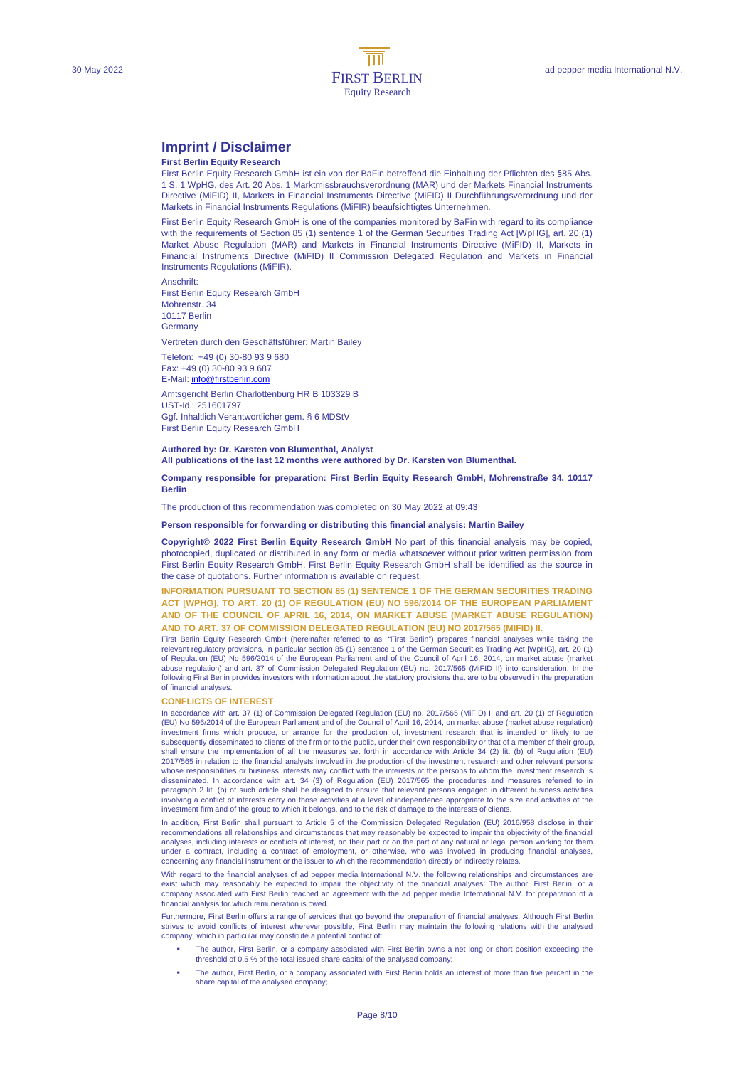# Imprint / Disclaimer

**First Berlin Equity Research**

First Berlin Equity Research GmbH ist ein von der BaFin betreffend die Einhaltung der Pflichten des §85 Abs. 1 S. 1 WpHG, des Art. 20 Abs. 1 Marktmissbrauchsverordnung (MAR) und der Markets Financial Instruments Directive (MiFID) II, Markets in Financial Instruments Directive (MiFID) II Durchführungsverordnung und der Markets in Financial Instruments Regulations (MiFIR) beaufsichtigtes Unternehmen.

First Berlin Equity Research GmbH is one of the companies monitored by BaFin with regard to its compliance with the requirements of Section 85 (1) sentence 1 of the German Securities Trading Act [WpHG], art. 20 (1) Market Abuse Regulation (MAR) and Markets in Financial Instruments Directive (MiFID) II, Markets in Financial Instruments Directive (MiFID) II Commission Delegated Regulation and Markets in Financial Instruments Regulations (MiFIR).

Anschrift:
First Berlin Equity Research GmbH
Mohrenstr. 34
10117 Berlin
Germany

Vertreten durch den Geschäftsführer: Martin Bailey

Telefon: +49 (0) 30-80 93 9 680
Fax: +49 (0) 30-80 93 9 687
E-Mail: info@firstberlin.com

Amtsgericht Berlin Charlottenburg HR B 103329 B
UST-Id.: 251601797
Ggf. Inhaltlich Verantwortlicher gem. § 6 MDStV
First Berlin Equity Research GmbH

**Authored by: Dr. Karsten von Blumenthal, Analyst**
**All publications of the last 12 months were authored by Dr. Karsten von Blumenthal.**

**Company responsible for preparation: First Berlin Equity Research GmbH, Mohrenstraße 34, 10117 Berlin**

The production of this recommendation was completed on 30 May 2022 at 09:43

**Person responsible for forwarding or distributing this financial analysis: Martin Bailey**

**Copyright© 2022 First Berlin Equity Research GmbH** No part of this financial analysis may be copied, photocopied, duplicated or distributed in any form or media whatsoever without prior written permission from First Berlin Equity Research GmbH. First Berlin Equity Research GmbH shall be identified as the source in the case of quotations. Further information is available on request.

**INFORMATION PURSUANT TO SECTION 85 (1) SENTENCE 1 OF THE GERMAN SECURITIES TRADING ACT [WPHG], TO ART. 20 (1) OF REGULATION (EU) NO 596/2014 OF THE EUROPEAN PARLIAMENT AND OF THE COUNCIL OF APRIL 16, 2014, ON MARKET ABUSE (MARKET ABUSE REGULATION) AND TO ART. 37 OF COMMISSION DELEGATED REGULATION (EU) NO 2017/565 (MIFID) II.**

First Berlin Equity Research GmbH (hereinafter referred to as: "First Berlin") prepares financial analyses while taking the relevant regulatory provisions, in particular section 85 (1) sentence 1 of the German Securities Trading Act [WpHG], art. 20 (1) of Regulation (EU) No 596/2014 of the European Parliament and of the Council of April 16, 2014, on market abuse (market abuse regulation) and art. 37 of Commission Delegated Regulation (EU) no. 2017/565 (MiFID II) into consideration. In the following First Berlin provides investors with information about the statutory provisions that are to be observed in the preparation of financial analyses.

**CONFLICTS OF INTEREST**

In accordance with art. 37 (1) of Commission Delegated Regulation (EU) no. 2017/565 (MiFID) II and art. 20 (1) of Regulation (EU) No 596/2014 of the European Parliament and of the Council of April 16, 2014, on market abuse (market abuse regulation) investment firms which produce, or arrange for the production of, investment research that is intended or likely to be subsequently disseminated to clients of the firm or to the public, under their own responsibility or that of a member of their group, shall ensure the implementation of all the measures set forth in accordance with Article 34 (2) lit. (b) of Regulation (EU) 2017/565 in relation to the financial analysts involved in the production of the investment research and other relevant persons whose responsibilities or business interests may conflict with the interests of the persons to whom the investment research is disseminated. In accordance with art. 34 (3) of Regulation (EU) 2017/565 the procedures and measures referred to in paragraph 2 lit. (b) of such article shall be designed to ensure that relevant persons engaged in different business activities involving a conflict of interests carry on those activities at a level of independence appropriate to the size and activities of the investment firm and of the group to which it belongs, and to the risk of damage to the interests of clients.

In addition, First Berlin shall pursuant to Article 5 of the Commission Delegated Regulation (EU) 2016/958 disclose in their recommendations all relationships and circumstances that may reasonably be expected to impair the objectivity of the financial analyses, including interests or conflicts of interest, on their part or on the part of any natural or legal person working for them under a contract, including a contract of employment, or otherwise, who was involved in producing financial analyses, concerning any financial instrument or the issuer to which the recommendation directly or indirectly relates.

With regard to the financial analyses of ad pepper media International N.V. the following relationships and circumstances are exist which may reasonably be expected to impair the objectivity of the financial analyses: The author, First Berlin, or a company associated with First Berlin reached an agreement with the ad pepper media International N.V. for preparation of a financial analysis for which remuneration is owed.

Furthermore, First Berlin offers a range of services that go beyond the preparation of financial analyses. Although First Berlin strives to avoid conflicts of interest wherever possible, First Berlin may maintain the following relations with the analysed company, which in particular may constitute a potential conflict of:

- The author, First Berlin, or a company associated with First Berlin owns a net long or short position exceeding the threshold of 0,5 % of the total issued share capital of the analysed company;
- The author, First Berlin, or a company associated with First Berlin holds an interest of more than five percent in the share capital of the analysed company;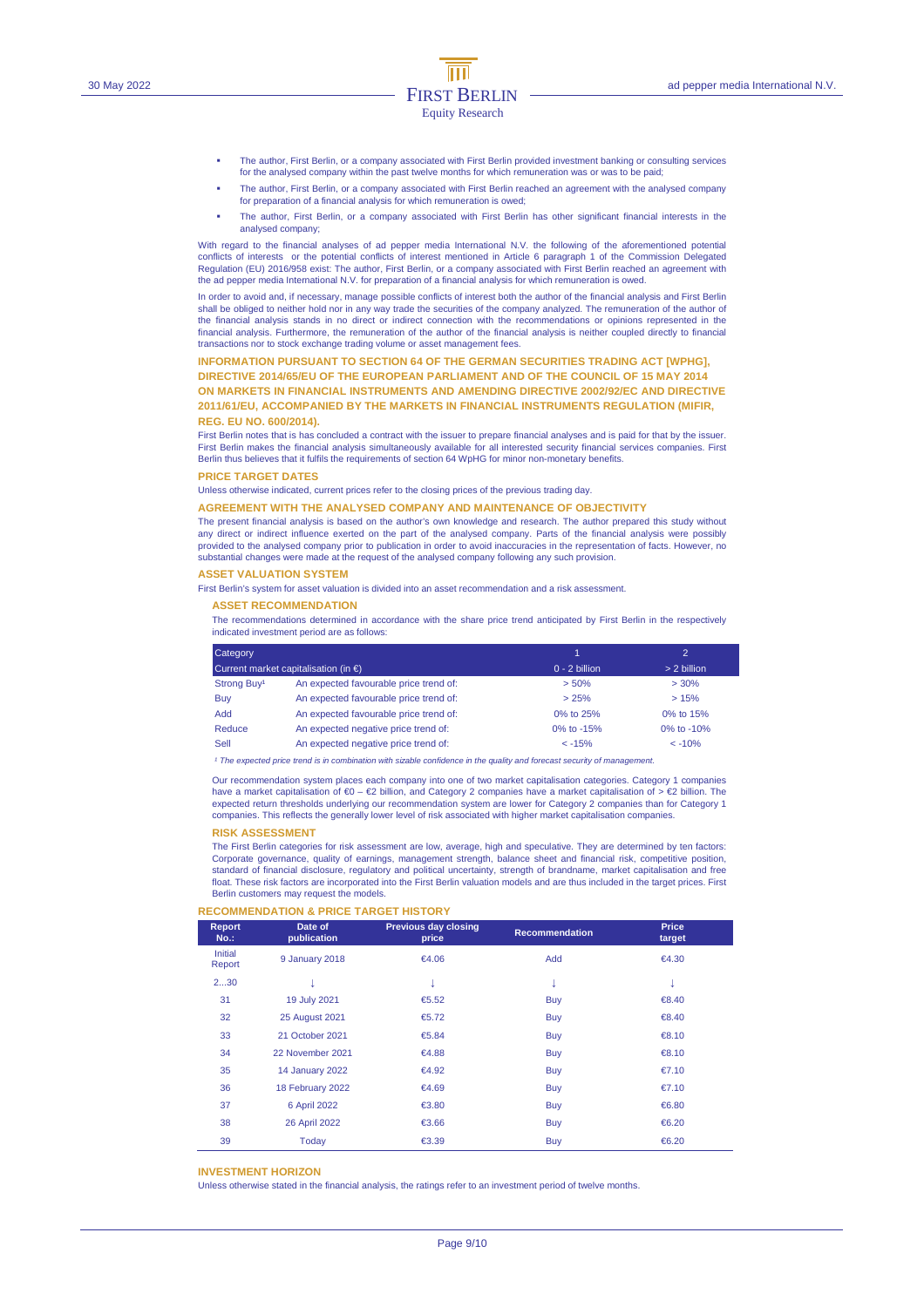- The author, First Berlin, or a company associated with First Berlin provided investment banking or consulting services for the analysed company within the past twelve months for which remuneration was or was to be paid;
- The author, First Berlin, or a company associated with First Berlin reached an agreement with the analysed company for preparation of a financial analysis for which remuneration is owed;
- The author, First Berlin, or a company associated with First Berlin has other significant financial interests in the analysed company;

With regard to the financial analyses of ad pepper media International N.V. the following of the aforementioned potential conflicts of interests or the potential conflicts of interest mentioned in Article 6 paragraph 1 of the Commission Delegated Regulation (EU) 2016/958 exist: The author, First Berlin, or a company associated with First Berlin reached an agreement with the ad pepper media International N.V. for preparation of a financial analysis for which remuneration is owed.

In order to avoid and, if necessary, manage possible conflicts of interest both the author of the financial analysis and First Berlin shall be obliged to neither hold nor in any way trade the securities of the company analyzed. The remuneration of the author of the financial analysis stands in no direct or indirect connection with the recommendations or opinions represented in the financial analysis. Furthermore, the remuneration of the author of the financial analysis is neither coupled directly to financial transactions nor to stock exchange trading volume or asset management fees.

## INFORMATION PURSUANT TO SECTION 64 OF THE GERMAN SECURITIES TRADING ACT [WPHG], DIRECTIVE 2014/65/EU OF THE EUROPEAN PARLIAMENT AND OF THE COUNCIL OF 15 MAY 2014 ON MARKETS IN FINANCIAL INSTRUMENTS AND AMENDING DIRECTIVE 2002/92/EC AND DIRECTIVE 2011/61/EU, ACCOMPANIED BY THE MARKETS IN FINANCIAL INSTRUMENTS REGULATION (MIFIR, REG. EU NO. 600/2014).

First Berlin notes that is has concluded a contract with the issuer to prepare financial analyses and is paid for that by the issuer. First Berlin makes the financial analysis simultaneously available for all interested security financial services companies. First Berlin thus believes that it fulfils the requirements of section 64 WpHG for minor non-monetary benefits.

## PRICE TARGET DATES

Unless otherwise indicated, current prices refer to the closing prices of the previous trading day.

## AGREEMENT WITH THE ANALYSED COMPANY AND MAINTENANCE OF OBJECTIVITY

The present financial analysis is based on the author's own knowledge and research. The author prepared this study without any direct or indirect influence exerted on the part of the analysed company. Parts of the financial analysis were possibly provided to the analysed company prior to publication in order to avoid inaccuracies in the representation of facts. However, no substantial changes were made at the request of the analysed company following any such provision.

## ASSET VALUATION SYSTEM

First Berlin's system for asset valuation is divided into an asset recommendation and a risk assessment.

### ASSET RECOMMENDATION

The recommendations determined in accordance with the share price trend anticipated by First Berlin in the respectively indicated investment period are as follows:

| Category | | 1 | 2 |
|---|---|---|---|
| Current market capitalisation (in €) | | 0 - 2 billion | > 2 billion |
| Strong Buy[1] | An expected favourable price trend of: | > 50% | > 30% |
| Buy | An expected favourable price trend of: | > 25% | > 15% |
| Add | An expected favourable price trend of: | 0% to 25% | 0% to 15% |
| Reduce | An expected negative price trend of: | 0% to -15% | 0% to -10% |
| Sell | An expected negative price trend of: | < -15% | < -10% |

*[1] The expected price trend is in combination with sizable confidence in the quality and forecast security of management.*

Our recommendation system places each company into one of two market capitalisation categories. Category 1 companies have a market capitalisation of €0 – €2 billion, and Category 2 companies have a market capitalisation of > €2 billion. The expected return thresholds underlying our recommendation system are lower for Category 2 companies than for Category 1 companies. This reflects the generally lower level of risk associated with higher market capitalisation companies.

### RISK ASSESSMENT

The First Berlin categories for risk assessment are low, average, high and speculative. They are determined by ten factors: Corporate governance, quality of earnings, management strength, balance sheet and financial risk, competitive position, standard of financial disclosure, regulatory and political uncertainty, strength of brandname, market capitalisation and free float. These risk factors are incorporated into the First Berlin valuation models and are thus included in the target prices. First Berlin customers may request the models.

## RECOMMENDATION & PRICE TARGET HISTORY

| Report No.: | Date of publication | Previous day closing price | Recommendation | Price target |
|---|---|---|---|---|
| Initial Report | 9 January 2018 | €4.06 | Add | €4.30 |
| 2...30 | ↓ | ↓ | ↓ | ↓ |
| 31 | 19 July 2021 | €5.52 | Buy | €8.40 |
| 32 | 25 August 2021 | €5.72 | Buy | €8.40 |
| 33 | 21 October 2021 | €5.84 | Buy | €8.10 |
| 34 | 22 November 2021 | €4.88 | Buy | €8.10 |
| 35 | 14 January 2022 | €4.92 | Buy | €7.10 |
| 36 | 18 February 2022 | €4.69 | Buy | €7.10 |
| 37 | 6 April 2022 | €3.80 | Buy | €6.80 |
| 38 | 26 April 2022 | €3.66 | Buy | €6.20 |
| 39 | Today | €3.39 | Buy | €6.20 |

## INVESTMENT HORIZON

Unless otherwise stated in the financial analysis, the ratings refer to an investment period of twelve months.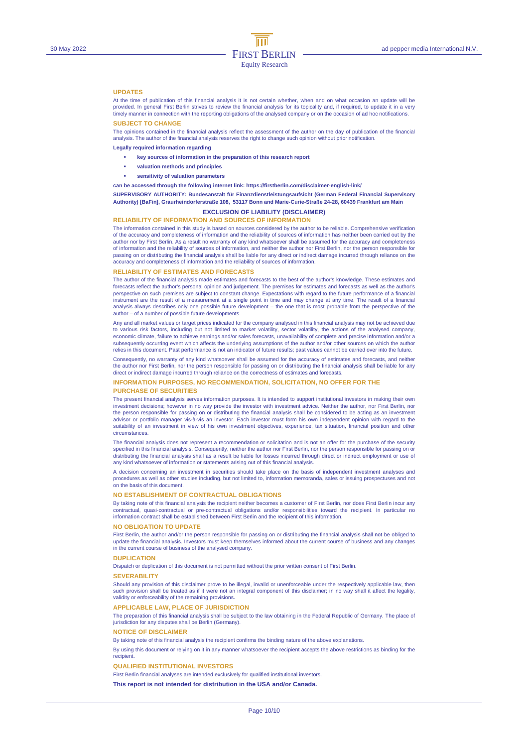## UPDATES

At the time of publication of this financial analysis it is not certain whether, when and on what occasion an update will be provided. In general First Berlin strives to review the financial analysis for its topicality and, if required, to update it in a very timely manner in connection with the reporting obligations of the analysed company or on the occasion of ad hoc notifications.

## SUBJECT TO CHANGE

The opinions contained in the financial analysis reflect the assessment of the author on the day of publication of the financial analysis. The author of the financial analysis reserves the right to change such opinion without prior notification.

**Legally required information regarding**

- **key sources of information in the preparation of this research report**
- **valuation methods and principles**
- **sensitivity of valuation parameters**

**can be accessed through the following internet link: https://firstberlin.com/disclaimer-english-link/**

**SUPERVISORY AUTHORITY: Bundesanstalt für Finanzdienstleistungsaufsicht (German Federal Financial Supervisory Authority) [BaFin], Graurheindorferstraße 108, 53117 Bonn and Marie-Curie-Straße 24-28, 60439 Frankfurt am Main**

# EXCLUSION OF LIABILITY (DISCLAIMER)

## RELIABILITY OF INFORMATION AND SOURCES OF INFORMATION

The information contained in this study is based on sources considered by the author to be reliable. Comprehensive verification of the accuracy and completeness of information and the reliability of sources of information has neither been carried out by the author nor by First Berlin. As a result no warranty of any kind whatsoever shall be assumed for the accuracy and completeness of information and the reliability of sources of information, and neither the author nor First Berlin, nor the person responsible for passing on or distributing the financial analysis shall be liable for any direct or indirect damage incurred through reliance on the accuracy and completeness of information and the reliability of sources of information.

## RELIABILITY OF ESTIMATES AND FORECASTS

The author of the financial analysis made estimates and forecasts to the best of the author's knowledge. These estimates and forecasts reflect the author's personal opinion and judgement. The premises for estimates and forecasts as well as the author's perspective on such premises are subject to constant change. Expectations with regard to the future performance of a financial instrument are the result of a measurement at a single point in time and may change at any time. The result of a financial analysis always describes only one possible future development – the one that is most probable from the perspective of the author – of a number of possible future developments.

Any and all market values or target prices indicated for the company analysed in this financial analysis may not be achieved due to various risk factors, including but not limited to market volatility, sector volatility, the actions of the analysed company, economic climate, failure to achieve earnings and/or sales forecasts, unavailability of complete and precise information and/or a subsequently occurring event which affects the underlying assumptions of the author and/or other sources on which the author relies in this document. Past performance is not an indicator of future results; past values cannot be carried over into the future.

Consequently, no warranty of any kind whatsoever shall be assumed for the accuracy of estimates and forecasts, and neither the author nor First Berlin, nor the person responsible for passing on or distributing the financial analysis shall be liable for any direct or indirect damage incurred through reliance on the correctness of estimates and forecasts.

## INFORMATION PURPOSES, NO RECOMMENDATION, SOLICITATION, NO OFFER FOR THE PURCHASE OF SECURITIES

The present financial analysis serves information purposes. It is intended to support institutional investors in making their own investment decisions; however in no way provide the investor with investment advice. Neither the author, nor First Berlin, nor the person responsible for passing on or distributing the financial analysis shall be considered to be acting as an investment advisor or portfolio manager vis-à-vis an investor. Each investor must form his own independent opinion with regard to the suitability of an investment in view of his own investment objectives, experience, tax situation, financial position and other circumstances.

The financial analysis does not represent a recommendation or solicitation and is not an offer for the purchase of the security specified in this financial analysis. Consequently, neither the author nor First Berlin, nor the person responsible for passing on or distributing the financial analysis shall as a result be liable for losses incurred through direct or indirect employment or use of any kind whatsoever of information or statements arising out of this financial analysis.

A decision concerning an investment in securities should take place on the basis of independent investment analyses and procedures as well as other studies including, but not limited to, information memoranda, sales or issuing prospectuses and not on the basis of this document.

## NO ESTABLISHMENT OF CONTRACTUAL OBLIGATIONS

By taking note of this financial analysis the recipient neither becomes a customer of First Berlin, nor does First Berlin incur any contractual, quasi-contractual or pre-contractual obligations and/or responsibilities toward the recipient. In particular no information contract shall be established between First Berlin and the recipient of this information.

## NO OBLIGATION TO UPDATE

First Berlin, the author and/or the person responsible for passing on or distributing the financial analysis shall not be obliged to update the financial analysis. Investors must keep themselves informed about the current course of business and any changes in the current course of business of the analysed company.

## DUPLICATION

Dispatch or duplication of this document is not permitted without the prior written consent of First Berlin.

## SEVERABILITY

Should any provision of this disclaimer prove to be illegal, invalid or unenforceable under the respectively applicable law, then such provision shall be treated as if it were not an integral component of this disclaimer; in no way shall it affect the legality, validity or enforceability of the remaining provisions.

## APPLICABLE LAW, PLACE OF JURISDICTION

The preparation of this financial analysis shall be subject to the law obtaining in the Federal Republic of Germany. The place of jurisdiction for any disputes shall be Berlin (Germany).

## NOTICE OF DISCLAIMER

By taking note of this financial analysis the recipient confirms the binding nature of the above explanations.

By using this document or relying on it in any manner whatsoever the recipient accepts the above restrictions as binding for the recipient.

## QUALIFIED INSTITUTIONAL INVESTORS

First Berlin financial analyses are intended exclusively for qualified institutional investors.

**This report is not intended for distribution in the USA and/or Canada.**